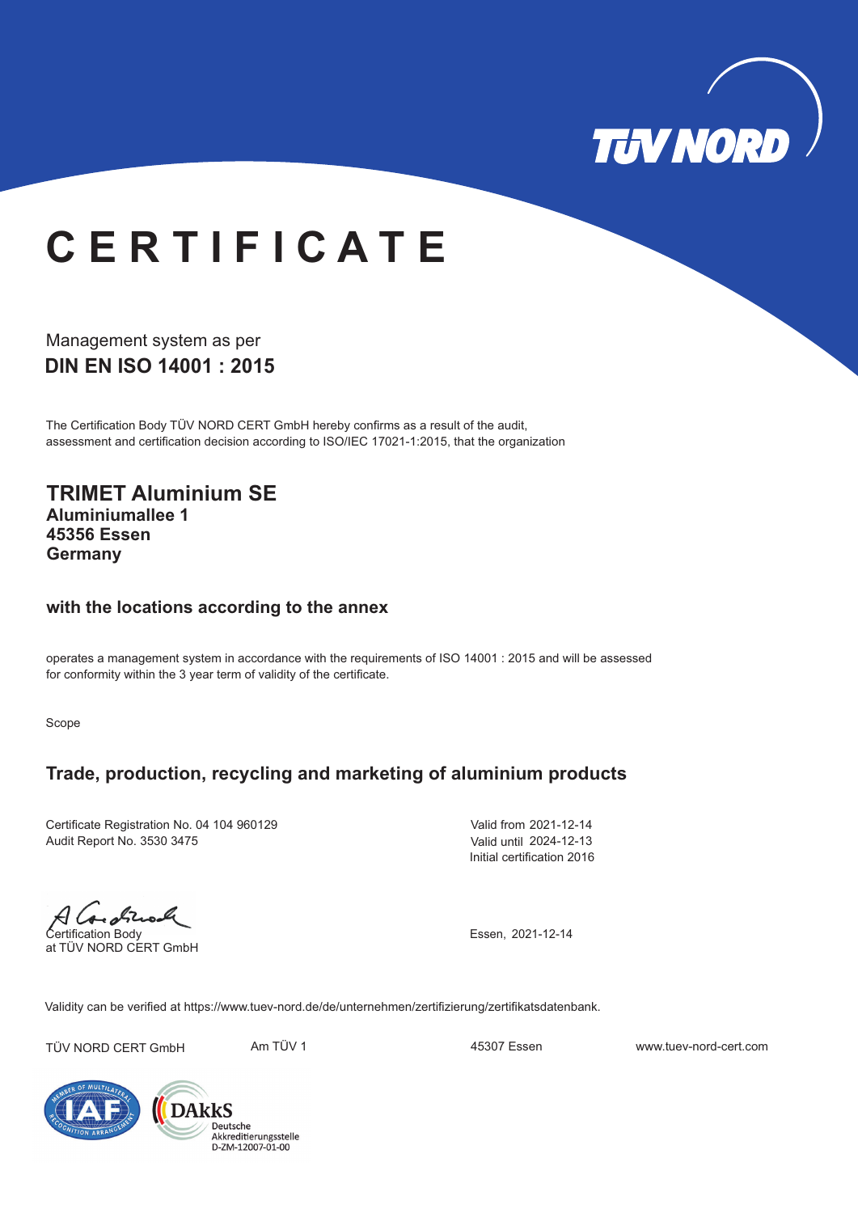# CERTIFICATE

Management system as per

**DIN EN ISO 14001 : 2015**

The Certification Body TÜV NORD CERT GmbH hereby confirms as a result of the audit, assessment and certification decision according to ISO/IEC 17021-1:2015, that the organization

## TRIMET Aluminium SE

**Aluminiumallee 1**
**45356 Essen**
**Germany**

### with the locations according to the annex

operates a management system in accordance with the requirements of ISO 14001 : 2015 and will be assessed for conformity within the 3 year term of validity of the certificate.

Scope

### Trade, production, recycling and marketing of aluminium products

Certificate Registration No. 04 104 960129
Audit Report No. 3530 3475

Valid from 2021-12-14
Valid until 2024-12-13
Initial certification 2016

Certification Body
at TÜV NORD CERT GmbH

Essen, 2021-12-14

Validity can be verified at https://www.tuev-nord.de/de/unternehmen/zertifizierung/zertifikatsdatenbank.

TÜV NORD CERT GmbH Am TÜV 1 45307 Essen www.tuev-nord-cert.com

DAkkS Deutsche Akkreditierungsstelle D-ZM-12007-01-00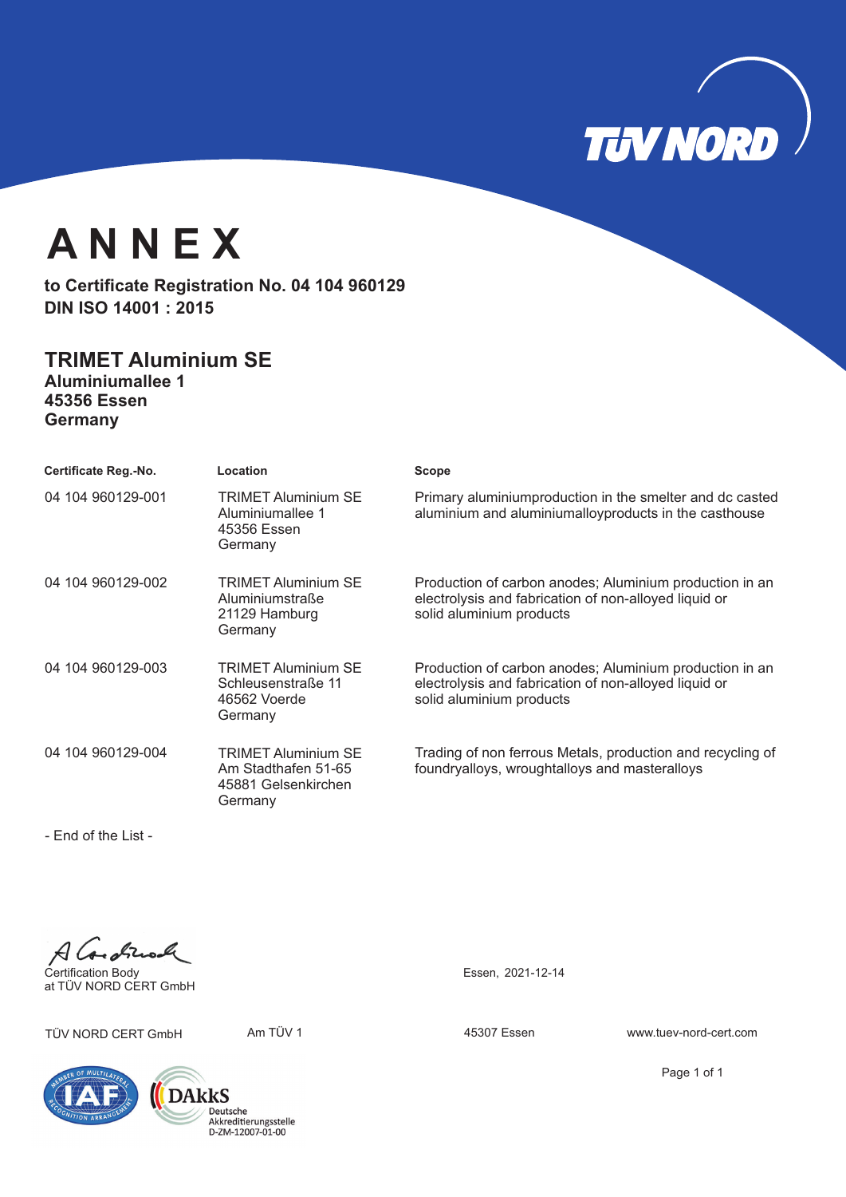# ANNEX

**to Certificate Registration No. 04 104 960129**
**DIN ISO 14001 : 2015**

## TRIMET Aluminium SE

**Aluminiumallee 1**
**45356 Essen**
**Germany**

| Certificate Reg.-No. | Location | Scope |
|---|---|---|
| 04 104 960129-001 | TRIMET Aluminium SE<br>Aluminiumallee 1<br>45356 Essen<br>Germany | Primary aluminiumproduction in the smelter and dc casted aluminium and aluminiumalloyproducts in the casthouse |
| 04 104 960129-002 | TRIMET Aluminium SE<br>Aluminiumstraße<br>21129 Hamburg<br>Germany | Production of carbon anodes; Aluminium production in an electrolysis and fabrication of non-alloyed liquid or solid aluminium products |
| 04 104 960129-003 | TRIMET Aluminium SE<br>Schleusenstraße 11<br>46562 Voerde<br>Germany | Production of carbon anodes; Aluminium production in an electrolysis and fabrication of non-alloyed liquid or solid aluminium products |
| 04 104 960129-004 | TRIMET Aluminium SE<br>Am Stadthafen 51-65<br>45881 Gelsenkirchen<br>Germany | Trading of non ferrous Metals, production and recycling of foundryalloys, wroughtalloys and masteralloys |

- End of the List -

Certification Body
at TÜV NORD CERT GmbH

Essen, 2021-12-14

TÜV NORD CERT GmbH Am TÜV 1 45307 Essen www.tuev-nord-cert.com

DAkkS Deutsche Akkreditierungsstelle D-ZM-12007-01-00